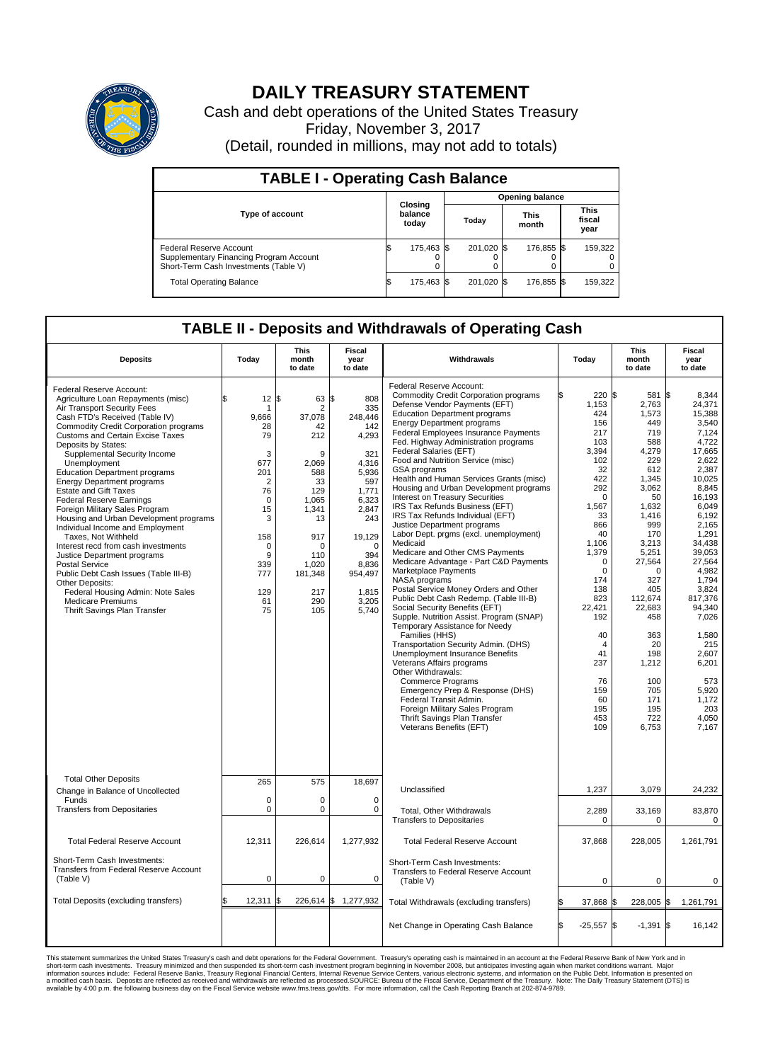# DAILY TREASURY STATEMENT

Cash and debt operations of the United States Treasury

Friday, November 3, 2017

(Detail, rounded in millions, may not add to totals)

| TABLE I - Operating Cash Balance | | | | |
|---|---|---|---|---|
| Type of account | Closing balance today | Opening balance | | |
| | | Today | This month | This fiscal year |
| Federal Reserve Account | $ 175,463 | $ 201,020 | $ 176,855 | $ 159,322 |
| Supplementary Financing Program Account | 0 | 0 | 0 | 0 |
| Short-Term Cash Investments (Table V) | 0 | 0 | 0 | 0 |
| Total Operating Balance | $ 175,463 | $ 201,020 | $ 176,855 | $ 159,322 |

## TABLE II - Deposits and Withdrawals of Operating Cash

| Deposits | Today | This month to date | Fiscal year to date | Withdrawals | Today | This month to date | Fiscal year to date |
|---|---|---|---|---|---|---|---|
| Federal Reserve Account: | | | | Federal Reserve Account: | | | |
| Agriculture Loan Repayments (misc) | $ 12 | $ 63 | $ 808 | Commodity Credit Corporation programs | $ 220 | $ 581 | $ 8,344 |
| Air Transport Security Fees | 1 | 2 | 335 | Defense Vendor Payments (EFT) | 1,153 | 2,763 | 24,371 |
| Cash FTD's Received (Table IV) | 9,666 | 37,078 | 248,446 | Education Department programs | 424 | 1,573 | 15,388 |
| Commodity Credit Corporation programs | 28 | 42 | 142 | Energy Department programs | 156 | 449 | 3,540 |
| Customs and Certain Excise Taxes | 79 | 212 | 4,293 | Federal Employees Insurance Payments | 217 | 719 | 7,124 |
| Deposits by States: | | | | Fed. Highway Administration programs | 103 | 588 | 4,722 |
| Supplemental Security Income | 3 | 9 | 321 | Federal Salaries (EFT) | 3,394 | 4,279 | 17,665 |
| Unemployment | 677 | 2,069 | 4,316 | Food and Nutrition Service (misc) | 102 | 229 | 2,622 |
| Education Department programs | 201 | 588 | 5,936 | GSA programs | 32 | 612 | 2,387 |
| Energy Department programs | 2 | 33 | 597 | Health and Human Services Grants (misc) | 422 | 1,345 | 10,025 |
| Estate and Gift Taxes | 76 | 129 | 1,771 | Housing and Urban Development programs | 292 | 3,062 | 8,845 |
| Federal Reserve Earnings | 0 | 1,065 | 6,323 | Interest on Treasury Securities | 0 | 50 | 16,193 |
| Foreign Military Sales Program | 15 | 1,341 | 2,847 | IRS Tax Refunds Business (EFT) | 1,567 | 1,632 | 6,049 |
| Housing and Urban Development programs | 3 | 13 | 243 | IRS Tax Refunds Individual (EFT) | 33 | 1,416 | 6,192 |
| Individual Income and Employment Taxes, Not Withheld | 158 | 917 | 19,129 | Justice Department programs | 866 | 999 | 2,165 |
| Interest recd from cash investments | 0 | 0 | 0 | Labor Dept. prgms (excl. unemployment) | 40 | 170 | 1,291 |
| Justice Department programs | 9 | 110 | 394 | Medicaid | 1,106 | 3,213 | 34,438 |
| Postal Service | 339 | 1,020 | 8,836 | Medicare and Other CMS Payments | 1,379 | 5,251 | 39,053 |
| Public Debt Cash Issues (Table III-B) | 777 | 181,348 | 954,497 | Medicare Advantage - Part C&D Payments | 0 | 27,564 | 27,564 |
| Other Deposits: | | | | Marketplace Payments | 0 | 0 | 4,982 |
| Federal Housing Admin: Note Sales | 129 | 217 | 1,815 | NASA programs | 174 | 327 | 1,794 |
| Medicare Premiums | 61 | 290 | 3,205 | Postal Service Money Orders and Other | 138 | 405 | 3,824 |
| Thrift Savings Plan Transfer | 75 | 105 | 5,740 | Public Debt Cash Redemp. (Table III-B) | 823 | 112,674 | 817,376 |
| | | | | Social Security Benefits (EFT) | 22,421 | 22,683 | 94,340 |
| | | | | Supple. Nutrition Assist. Program (SNAP) | 192 | 458 | 7,026 |
| | | | | Temporary Assistance for Needy Families (HHS) | 40 | 363 | 1,580 |
| | | | | Transportation Security Admin. (DHS) | 4 | 20 | 215 |
| | | | | Unemployment Insurance Benefits | 41 | 198 | 2,607 |
| | | | | Veterans Affairs programs | 237 | 1,212 | 6,201 |
| | | | | Other Withdrawals: | | | |
| | | | | Commerce Programs | 76 | 100 | 573 |
| | | | | Emergency Prep & Response (DHS) | 159 | 705 | 5,920 |
| | | | | Federal Transit Admin. | 60 | 171 | 1,172 |
| | | | | Foreign Military Sales Program | 195 | 195 | 203 |
| | | | | Thrift Savings Plan Transfer | 453 | 722 | 4,050 |
| | | | | Veterans Benefits (EFT) | 109 | 6,753 | 7,167 |
| Total Other Deposits | 265 | 575 | 18,697 | Unclassified | 1,237 | 3,079 | 24,232 |
| Change in Balance of Uncollected Funds | 0 | 0 | 0 | | | | |
| Transfers from Depositaries | 0 | 0 | 0 | Total, Other Withdrawals | 2,289 | 33,169 | 83,870 |
| | | | | Transfers to Depositaries | 0 | 0 | 0 |
| Total Federal Reserve Account | 12,311 | 226,614 | 1,277,932 | Total Federal Reserve Account | 37,868 | 228,005 | 1,261,791 |
| Short-Term Cash Investments: Transfers from Federal Reserve Account (Table V) | 0 | 0 | 0 | Short-Term Cash Investments: Transfers to Federal Reserve Account (Table V) | 0 | 0 | 0 |
| Total Deposits (excluding transfers) | $ 12,311 | $ 226,614 | $ 1,277,932 | Total Withdrawals (excluding transfers) | $ 37,868 | $ 228,005 | $ 1,261,791 |
| | | | | Net Change in Operating Cash Balance | $ -25,557 | $ -1,391 | $ 16,142 |

This statement summarizes the United States Treasury's cash and debt operations for the Federal Government. Treasury's operating cash is maintained in an account at the Federal Reserve Bank of New York and in short-term cash investments. Treasury minimized and then suspended its short-term cash investment program beginning in November 2008, but anticipates investing again when market conditions warrant. Major information sources include: Federal Reserve Banks, Treasury Regional Financial Centers, Internal Revenue Service Centers, various electronic systems, and information on the Public Debt. Information is presented on a modified cash basis. Deposits are reflected as received and withdrawals are reflected as processed.SOURCE: Bureau of the Fiscal Service, Department of the Treasury. Note: The Daily Treasury Statement (DTS) is available by 4:00 p.m. the following business day on the Fiscal Service website www.fms.treas.gov/dts. For more information, call the Cash Reporting Branch at 202-874-9789.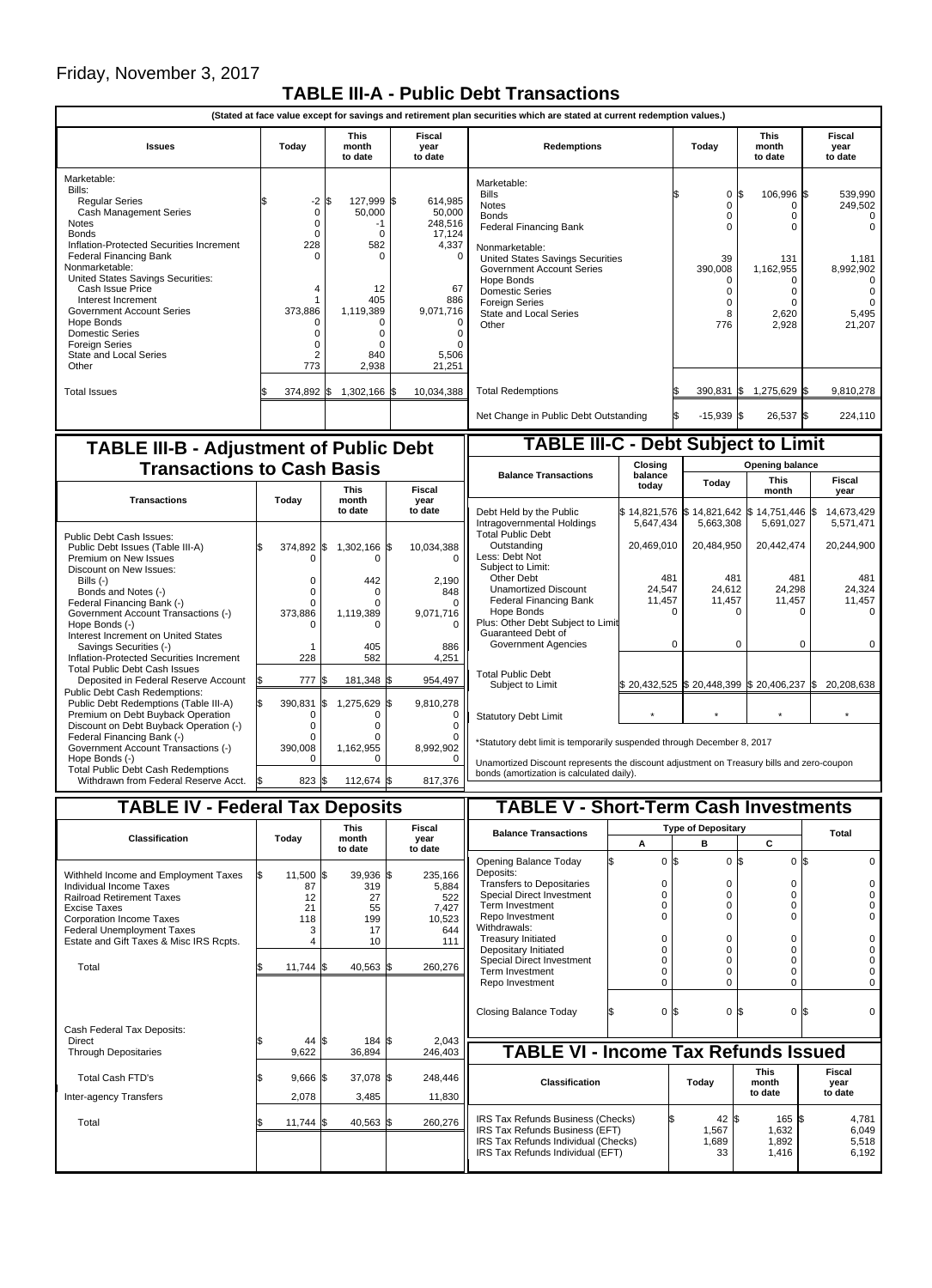Friday, November 3, 2017

# TABLE III-A - Public Debt Transactions

(Stated at face value except for savings and retirement plan securities which are stated at current redemption values.)

| Issues | Today | This month to date | Fiscal year to date |
|---|---|---|---|
| Marketable: | | | |
| Bills: | | | |
| Regular Series | $ -2 | $ 127,999 | $ 614,985 |
| Cash Management Series | 0 | 50,000 | 50,000 |
| Notes | 0 | -1 | 248,516 |
| Bonds | 0 | 0 | 17,124 |
| Inflation-Protected Securities Increment | 228 | 582 | 4,337 |
| Federal Financing Bank | 0 | 0 | 0 |
| Nonmarketable: | | | |
| United States Savings Securities: | | | |
| Cash Issue Price | 4 | 12 | 67 |
| Interest Increment | 1 | 405 | 886 |
| Government Account Series | 373,886 | 1,119,389 | 9,071,716 |
| Hope Bonds | 0 | 0 | 0 |
| Domestic Series | 0 | 0 | 0 |
| Foreign Series | 0 | 0 | 0 |
| State and Local Series | 2 | 840 | 5,506 |
| Other | 773 | 2,938 | 21,251 |
| Total Issues | $ 374,892 | $ 1,302,166 | $ 10,034,388 |

| Redemptions | Today | This month to date | Fiscal year to date |
|---|---|---|---|
| Marketable: | | | |
| Bills | $ 0 | $ 106,996 | $ 539,990 |
| Notes | 0 | 0 | 249,502 |
| Bonds | 0 | 0 | 0 |
| Federal Financing Bank | 0 | 0 | 0 |
| Nonmarketable: | | | |
| United States Savings Securities | 39 | 131 | 1,181 |
| Government Account Series | 390,008 | 1,162,955 | 8,992,902 |
| Hope Bonds | 0 | 0 | 0 |
| Domestic Series | 0 | 0 | 0 |
| Foreign Series | 0 | 0 | 0 |
| State and Local Series | 8 | 2,620 | 5,495 |
| Other | 776 | 2,928 | 21,207 |
| Total Redemptions | $ 390,831 | $ 1,275,629 | $ 9,810,278 |
| Net Change in Public Debt Outstanding | $ -15,939 | $ 26,537 | $ 224,110 |

# TABLE III-B - Adjustment of Public Debt Transactions to Cash Basis

| Transactions | Today | This month to date | Fiscal year to date |
|---|---|---|---|
| Public Debt Cash Issues: | | | |
| Public Debt Issues (Table III-A) | $ 374,892 | $ 1,302,166 | $ 10,034,388 |
| Premium on New Issues | 0 | 0 | 0 |
| Discount on New Issues: | | | |
| Bills (-) | 0 | 442 | 2,190 |
| Bonds and Notes (-) | 0 | 0 | 848 |
| Federal Financing Bank (-) | 0 | 0 | 0 |
| Government Account Transactions (-) | 373,886 | 1,119,389 | 9,071,716 |
| Hope Bonds (-) | 0 | 0 | 0 |
| Interest Increment on United States Savings Securities (-) | 1 | 405 | 886 |
| Inflation-Protected Securities Increment | 228 | 582 | 4,251 |
| Total Public Debt Cash Issues Deposited in Federal Reserve Account | $ 777 | $ 181,348 | $ 954,497 |
| Public Debt Cash Redemptions: | | | |
| Public Debt Redemptions (Table III-A) | $ 390,831 | $ 1,275,629 | $ 9,810,278 |
| Premium on Debt Buyback Operation | 0 | 0 | 0 |
| Discount on Debt Buyback Operation (-) | 0 | 0 | 0 |
| Federal Financing Bank (-) | 0 | 0 | 0 |
| Government Account Transactions (-) | 390,008 | 1,162,955 | 8,992,902 |
| Hope Bonds (-) | 0 | 0 | 0 |
| Total Public Debt Cash Redemptions Withdrawn from Federal Reserve Acct. | $ 823 | $ 112,674 | $ 817,376 |

# TABLE III-C - Debt Subject to Limit

| Balance Transactions | Closing balance today | Opening balance Today | Opening balance This month | Opening balance Fiscal year |
|---|---|---|---|---|
| Debt Held by the Public | $ 14,821,576 | $ 14,821,642 | $ 14,751,446 | $ 14,673,429 |
| Intragovernmental Holdings | 5,647,434 | 5,663,308 | 5,691,027 | 5,571,471 |
| Total Public Debt Outstanding | 20,469,010 | 20,484,950 | 20,442,474 | 20,244,900 |
| Less: Debt Not Subject to Limit: | | | | |
| Other Debt | 481 | 481 | 481 | 481 |
| Unamortized Discount | 24,547 | 24,612 | 24,298 | 24,324 |
| Federal Financing Bank | 11,457 | 11,457 | 11,457 | 11,457 |
| Hope Bonds | 0 | 0 | 0 | 0 |
| Plus: Other Debt Subject to Limit | | | | |
| Guaranteed Debt of Government Agencies | 0 | 0 | 0 | 0 |
| Total Public Debt Subject to Limit | $ 20,432,525 | $ 20,448,399 | $ 20,406,237 | $ 20,208,638 |
| Statutory Debt Limit | * | * | * | * |

*Statutory debt limit is temporarily suspended through December 8, 2017

Unamortized Discount represents the discount adjustment on Treasury bills and zero-coupon bonds (amortization is calculated daily).

# TABLE IV - Federal Tax Deposits

| Classification | Today | This month to date | Fiscal year to date |
|---|---|---|---|
| Withheld Income and Employment Taxes | $ 11,500 | $ 39,936 | $ 235,166 |
| Individual Income Taxes | 87 | 319 | 5,884 |
| Railroad Retirement Taxes | 12 | 27 | 522 |
| Excise Taxes | 21 | 55 | 7,427 |
| Corporation Income Taxes | 118 | 199 | 10,523 |
| Federal Unemployment Taxes | 3 | 17 | 644 |
| Estate and Gift Taxes & Misc IRS Rcpts. | 4 | 10 | 111 |
| Total | $ 11,744 | $ 40,563 | $ 260,276 |
| Cash Federal Tax Deposits: | | | |
| Direct | $ 44 | $ 184 | $ 2,043 |
| Through Depositaries | 9,622 | 36,894 | 246,403 |
| Total Cash FTD's | $ 9,666 | $ 37,078 | $ 248,446 |
| Inter-agency Transfers | 2,078 | 3,485 | 11,830 |
| Total | $ 11,744 | $ 40,563 | $ 260,276 |

# TABLE V - Short-Term Cash Investments

| Balance Transactions | Type of Depositary A | B | C | Total |
|---|---|---|---|---|
| Opening Balance Today | $ 0 | $ 0 | $ 0 | $ 0 |
| Deposits: | | | | |
| Transfers to Depositaries | 0 | 0 | 0 | 0 |
| Special Direct Investment | 0 | 0 | 0 | 0 |
| Term Investment | 0 | 0 | 0 | 0 |
| Repo Investment | 0 | 0 | 0 | 0 |
| Withdrawals: | | | | |
| Treasury Initiated | 0 | 0 | 0 | 0 |
| Depositary Initiated | 0 | 0 | 0 | 0 |
| Special Direct Investment | 0 | 0 | 0 | 0 |
| Term Investment | 0 | 0 | 0 | 0 |
| Repo Investment | 0 | 0 | 0 | 0 |
| Closing Balance Today | $ 0 | $ 0 | $ 0 | $ 0 |

# TABLE VI - Income Tax Refunds Issued

| Classification | Today | This month to date | Fiscal year to date |
|---|---|---|---|
| IRS Tax Refunds Business (Checks) | $ 42 | $ 165 | $ 4,781 |
| IRS Tax Refunds Business (EFT) | 1,567 | 1,632 | 6,049 |
| IRS Tax Refunds Individual (Checks) | 1,689 | 1,892 | 5,518 |
| IRS Tax Refunds Individual (EFT) | 33 | 1,416 | 6,192 |